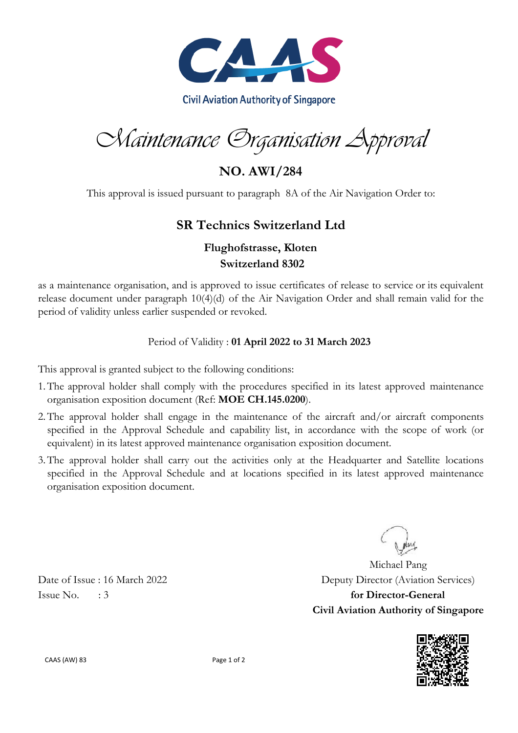**CAAS**

**Civil Aviation Authority of Singapore**

# *Maintenance Organisation Approval*

## NO. AWI/284

This approval is issued pursuant to paragraph 8A of the Air Navigation Order to:

### SR Technics Switzerland Ltd

**Flughofstrasse, Kloten**
**Switzerland 8302**

as a maintenance organisation, and is approved to issue certificates of release to service or its equivalent release document under paragraph 10(4)(d) of the Air Navigation Order and shall remain valid for the period of validity unless earlier suspended or revoked.

Period of Validity : **01 April 2022 to 31 March 2023**

This approval is granted subject to the following conditions:

1. The approval holder shall comply with the procedures specified in its latest approved maintenance organisation exposition document (Ref: **MOE CH.145.0200**).
2. The approval holder shall engage in the maintenance of the aircraft and/or aircraft components specified in the Approval Schedule and capability list, in accordance with the scope of work (or equivalent) in its latest approved maintenance organisation exposition document.
3. The approval holder shall carry out the activities only at the Headquarter and Satellite locations specified in the Approval Schedule and at locations specified in its latest approved maintenance organisation exposition document.

Michael Pang
Deputy Director (Aviation Services)
**for Director-General**
**Civil Aviation Authority of Singapore**

Date of Issue : 16 March 2022
Issue No. : 3

CAAS (AW) 83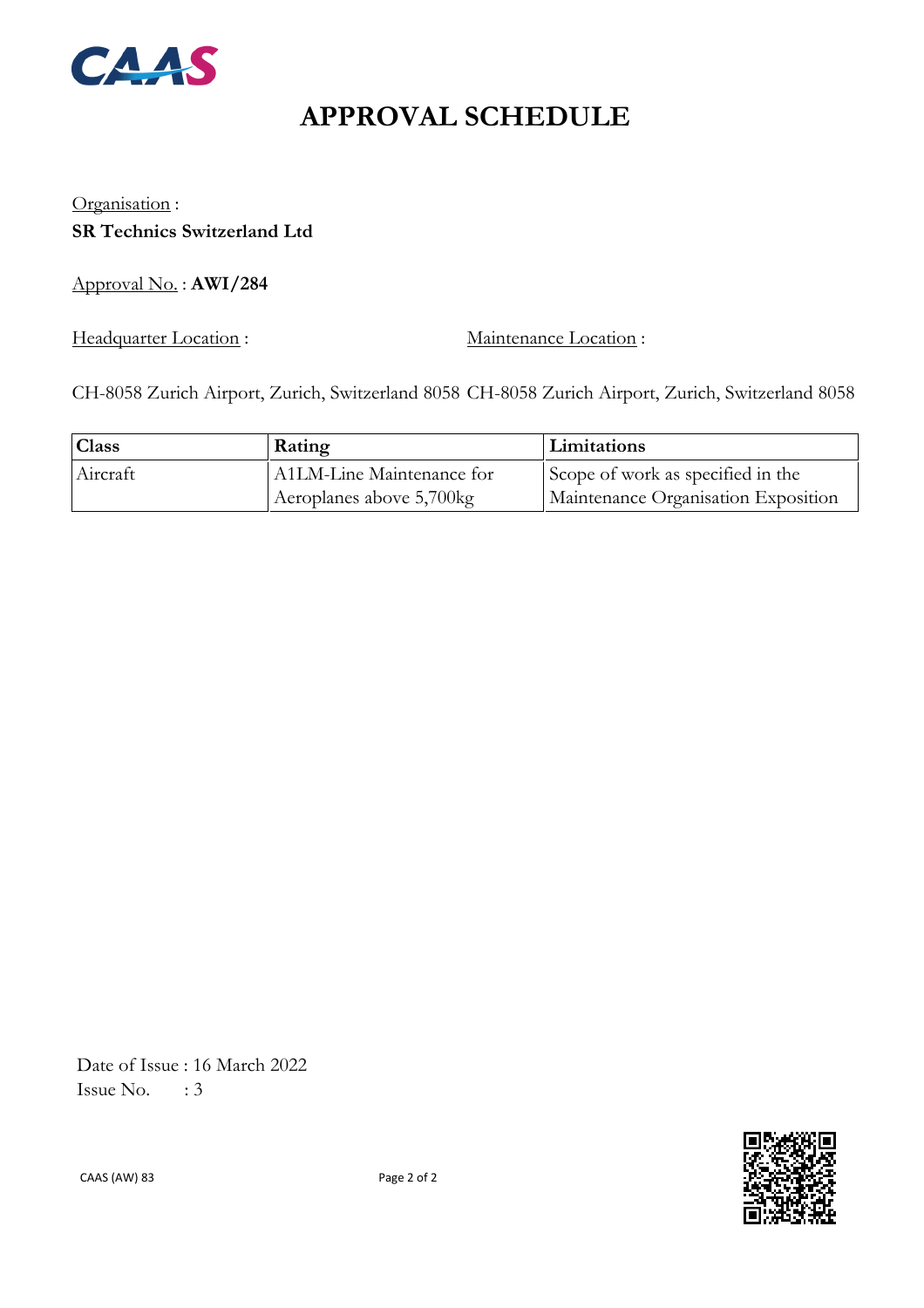# APPROVAL SCHEDULE

Organisation :
**SR Technics Switzerland Ltd**

Approval No. : **AWI/284**

Headquarter Location :

CH-8058 Zurich Airport, Zurich, Switzerland 8058

Maintenance Location :

CH-8058 Zurich Airport, Zurich, Switzerland 8058

| **Class** | **Rating** | **Limitations** |
|---|---|---|
| Aircraft | A1LM-Line Maintenance for Aeroplanes above 5,700kg | Scope of work as specified in the Maintenance Organisation Exposition |

Date of Issue : 16 March 2022
Issue No. : 3

CAAS (AW) 83